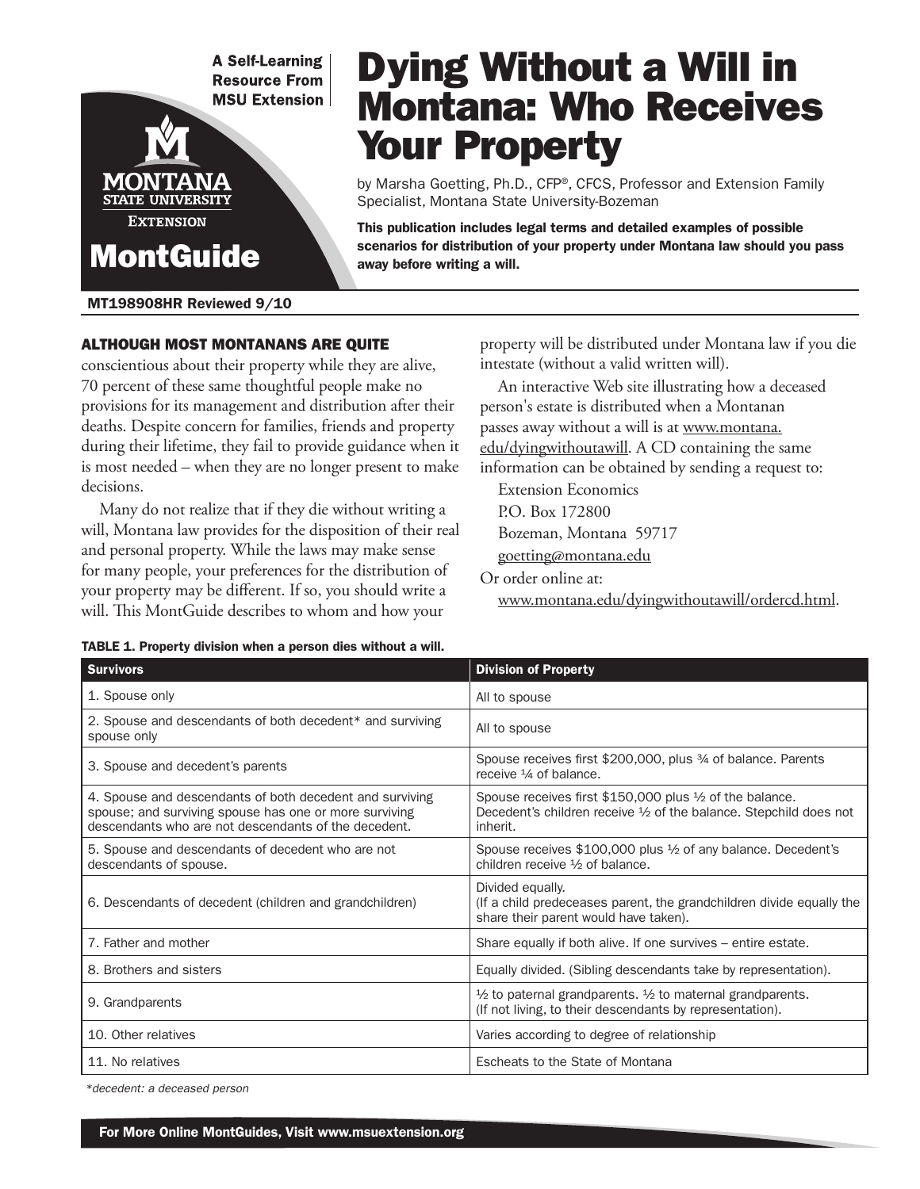A Self-Learning Resource From MSU Extension

MontGuide

# Dying Without a Will in Montana: Who Receives Your Property

by Marsha Goetting, Ph.D., CFP®, CFCS, Professor and Extension Family Specialist, Montana State University-Bozeman

**This publication includes legal terms and detailed examples of possible scenarios for distribution of your property under Montana law should you pass away before writing a will.**

**MT198908HR Reviewed 9/10**

**ALTHOUGH MOST MONTANANS ARE QUITE** conscientious about their property while they are alive, 70 percent of these same thoughtful people make no provisions for its management and distribution after their deaths. Despite concern for families, friends and property during their lifetime, they fail to provide guidance when it is most needed – when they are no longer present to make decisions.

Many do not realize that if they die without writing a will, Montana law provides for the disposition of their real and personal property. While the laws may make sense for many people, your preferences for the distribution of your property may be different. If so, you should write a will. This MontGuide describes to whom and how your property will be distributed under Montana law if you die intestate (without a valid written will).

An interactive Web site illustrating how a deceased person's estate is distributed when a Montanan passes away without a will is at www.montana.edu/dyingwithoutawill. A CD containing the same information can be obtained by sending a request to:

Extension Economics
P.O. Box 172800
Bozeman, Montana 59717
goetting@montana.edu

Or order online at:
www.montana.edu/dyingwithoutawill/ordercd.html.

**TABLE 1. Property division when a person dies without a will.**

| Survivors | Division of Property |
|---|---|
| 1. Spouse only | All to spouse |
| 2. Spouse and descendants of both decedent* and surviving spouse only | All to spouse |
| 3. Spouse and decedent's parents | Spouse receives first \$200,000, plus ¾ of balance. Parents receive ¼ of balance. |
| 4. Spouse and descendants of both decedent and surviving spouse; and surviving spouse has one or more surviving descendants who are not descendants of the decedent. | Spouse receives first \$150,000 plus ½ of the balance. Decedent's children receive ½ of the balance. Stepchild does not inherit. |
| 5. Spouse and descendants of decedent who are not descendants of spouse. | Spouse receives \$100,000 plus ½ of any balance. Decedent's children receive ½ of balance. |
| 6. Descendants of decedent (children and grandchildren) | Divided equally. (If a child predeceases parent, the grandchildren divide equally the share their parent would have taken). |
| 7. Father and mother | Share equally if both alive. If one survives – entire estate. |
| 8. Brothers and sisters | Equally divided. (Sibling descendants take by representation). |
| 9. Grandparents | ½ to paternal grandparents. ½ to maternal grandparents. (If not living, to their descendants by representation). |
| 10. Other relatives | Varies according to degree of relationship |
| 11. No relatives | Escheats to the State of Montana |

*\*decedent: a deceased person*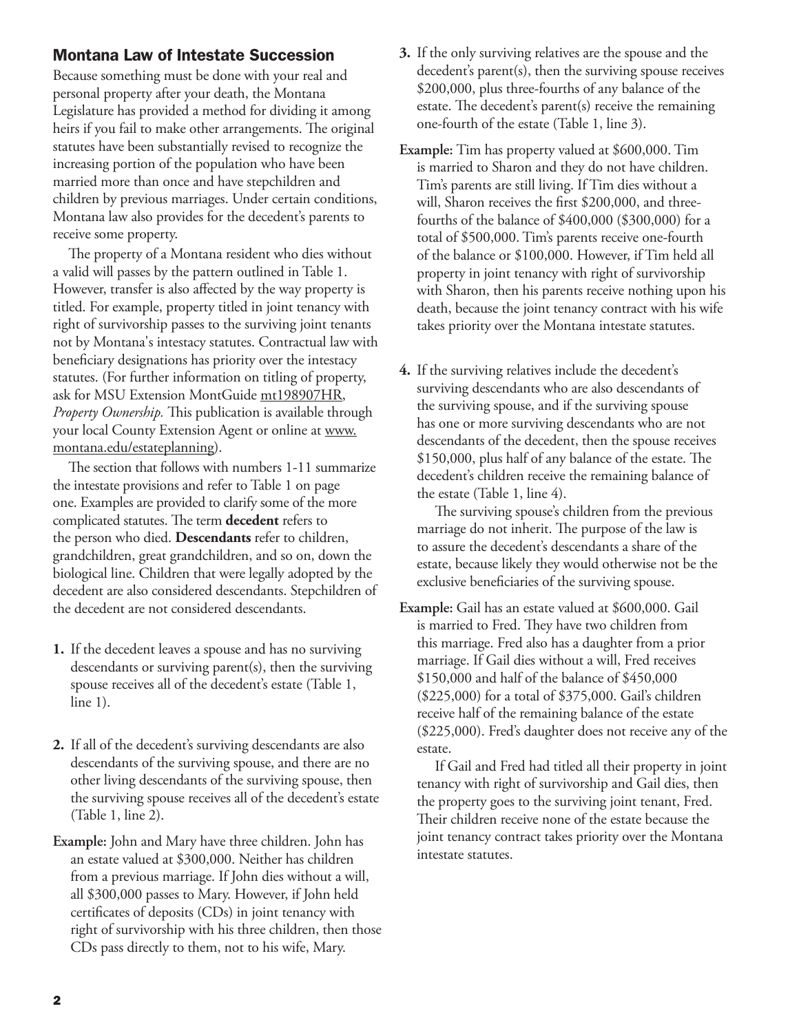## Montana Law of Intestate Succession

Because something must be done with your real and personal property after your death, the Montana Legislature has provided a method for dividing it among heirs if you fail to make other arrangements. The original statutes have been substantially revised to recognize the increasing portion of the population who have been married more than once and have stepchildren and children by previous marriages. Under certain conditions, Montana law also provides for the decedent's parents to receive some property.

The property of a Montana resident who dies without a valid will passes by the pattern outlined in Table 1. However, transfer is also affected by the way property is titled. For example, property titled in joint tenancy with right of survivorship passes to the surviving joint tenants not by Montana's intestacy statutes. Contractual law with beneficiary designations has priority over the intestacy statutes. (For further information on titling of property, ask for MSU Extension MontGuide mt198907HR, *Property Ownership.* This publication is available through your local County Extension Agent or online at www.montana.edu/estateplanning).

The section that follows with numbers 1-11 summarize the intestate provisions and refer to Table 1 on page one. Examples are provided to clarify some of the more complicated statutes. The term **decedent** refers to the person who died. **Descendants** refer to children, grandchildren, great grandchildren, and so on, down the biological line. Children that were legally adopted by the decedent are also considered descendants. Stepchildren of the decedent are not considered descendants.

**1.** If the decedent leaves a spouse and has no surviving descendants or surviving parent(s), then the surviving spouse receives all of the decedent's estate (Table 1, line 1).

**2.** If all of the decedent's surviving descendants are also descendants of the surviving spouse, and there are no other living descendants of the surviving spouse, then the surviving spouse receives all of the decedent's estate (Table 1, line 2).

**Example:** John and Mary have three children. John has an estate valued at $300,000. Neither has children from a previous marriage. If John dies without a will, all $300,000 passes to Mary. However, if John held certificates of deposits (CDs) in joint tenancy with right of survivorship with his three children, then those CDs pass directly to them, not to his wife, Mary.

**3.** If the only surviving relatives are the spouse and the decedent's parent(s), then the surviving spouse receives $200,000, plus three-fourths of any balance of the estate. The decedent's parent(s) receive the remaining one-fourth of the estate (Table 1, line 3).

**Example:** Tim has property valued at $600,000. Tim is married to Sharon and they do not have children. Tim's parents are still living. If Tim dies without a will, Sharon receives the first $200,000, and three-fourths of the balance of $400,000 ($300,000) for a total of $500,000. Tim's parents receive one-fourth of the balance or $100,000. However, if Tim held all property in joint tenancy with right of survivorship with Sharon, then his parents receive nothing upon his death, because the joint tenancy contract with his wife takes priority over the Montana intestate statutes.

**4.** If the surviving relatives include the decedent's surviving descendants who are also descendants of the surviving spouse, and if the surviving spouse has one or more surviving descendants who are not descendants of the decedent, then the spouse receives $150,000, plus half of any balance of the estate. The decedent's children receive the remaining balance of the estate (Table 1, line 4).

The surviving spouse's children from the previous marriage do not inherit. The purpose of the law is to assure the decedent's descendants a share of the estate, because likely they would otherwise not be the exclusive beneficiaries of the surviving spouse.

**Example:** Gail has an estate valued at $600,000. Gail is married to Fred. They have two children from this marriage. Fred also has a daughter from a prior marriage. If Gail dies without a will, Fred receives $150,000 and half of the balance of $450,000 ($225,000) for a total of $375,000. Gail's children receive half of the remaining balance of the estate ($225,000). Fred's daughter does not receive any of the estate.

If Gail and Fred had titled all their property in joint tenancy with right of survivorship and Gail dies, then the property goes to the surviving joint tenant, Fred. Their children receive none of the estate because the joint tenancy contract takes priority over the Montana intestate statutes.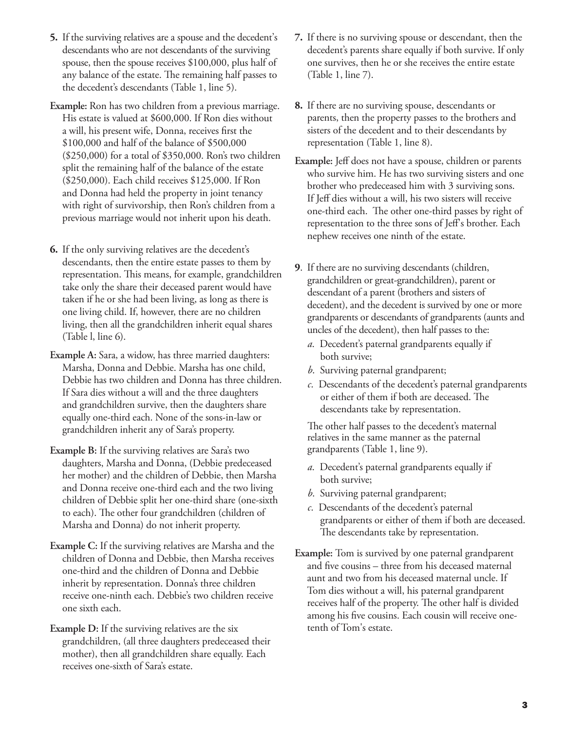**5.** If the surviving relatives are a spouse and the decedent's descendants who are not descendants of the surviving spouse, then the spouse receives $100,000, plus half of any balance of the estate. The remaining half passes to the decedent's descendants (Table 1, line 5).

**Example:** Ron has two children from a previous marriage. His estate is valued at $600,000. If Ron dies without a will, his present wife, Donna, receives first the $100,000 and half of the balance of $500,000 ($250,000) for a total of $350,000. Ron's two children split the remaining half of the balance of the estate ($250,000). Each child receives $125,000. If Ron and Donna had held the property in joint tenancy with right of survivorship, then Ron's children from a previous marriage would not inherit upon his death.

**6.** If the only surviving relatives are the decedent's descendants, then the entire estate passes to them by representation. This means, for example, grandchildren take only the share their deceased parent would have taken if he or she had been living, as long as there is one living child. If, however, there are no children living, then all the grandchildren inherit equal shares (Table l, line 6).

**Example A:** Sara, a widow, has three married daughters: Marsha, Donna and Debbie. Marsha has one child, Debbie has two children and Donna has three children. If Sara dies without a will and the three daughters and grandchildren survive, then the daughters share equally one-third each. None of the sons-in-law or grandchildren inherit any of Sara's property.

**Example B:** If the surviving relatives are Sara's two daughters, Marsha and Donna, (Debbie predeceased her mother) and the children of Debbie, then Marsha and Donna receive one-third each and the two living children of Debbie split her one-third share (one-sixth to each). The other four grandchildren (children of Marsha and Donna) do not inherit property.

**Example C:** If the surviving relatives are Marsha and the children of Donna and Debbie, then Marsha receives one-third and the children of Donna and Debbie inherit by representation. Donna's three children receive one-ninth each. Debbie's two children receive one sixth each.

**Example D:** If the surviving relatives are the six grandchildren, (all three daughters predeceased their mother), then all grandchildren share equally. Each receives one-sixth of Sara's estate.

**7.** If there is no surviving spouse or descendant, then the decedent's parents share equally if both survive. If only one survives, then he or she receives the entire estate (Table 1, line 7).

**8.** If there are no surviving spouse, descendants or parents, then the property passes to the brothers and sisters of the decedent and to their descendants by representation (Table 1, line 8).

**Example:** Jeff does not have a spouse, children or parents who survive him. He has two surviving sisters and one brother who predeceased him with 3 surviving sons. If Jeff dies without a will, his two sisters will receive one-third each. The other one-third passes by right of representation to the three sons of Jeff's brother. Each nephew receives one ninth of the estate.

**9**. If there are no surviving descendants (children, grandchildren or great-grandchildren), parent or descendant of a parent (brothers and sisters of decedent), and the decedent is survived by one or more grandparents or descendants of grandparents (aunts and uncles of the decedent), then half passes to the:

*a*. Decedent's paternal grandparents equally if both survive;

*b*. Surviving paternal grandparent;

*c*. Descendants of the decedent's paternal grandparents or either of them if both are deceased. The descendants take by representation.

The other half passes to the decedent's maternal relatives in the same manner as the paternal grandparents (Table 1, line 9).

*a*. Decedent's paternal grandparents equally if both survive;

*b*. Surviving paternal grandparent;

*c*. Descendants of the decedent's paternal grandparents or either of them if both are deceased. The descendants take by representation.

**Example:** Tom is survived by one paternal grandparent and five cousins – three from his deceased maternal aunt and two from his deceased maternal uncle. If Tom dies without a will, his paternal grandparent receives half of the property. The other half is divided among his five cousins. Each cousin will receive one-tenth of Tom's estate.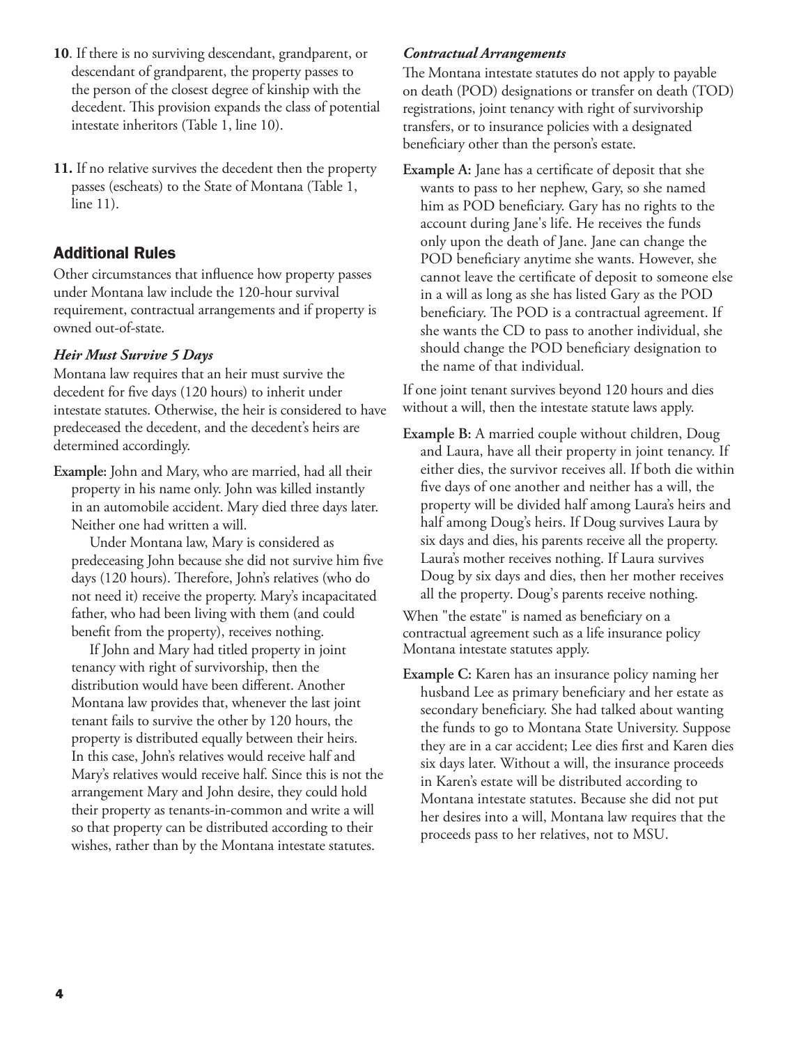**10**. If there is no surviving descendant, grandparent, or descendant of grandparent, the property passes to the person of the closest degree of kinship with the decedent. This provision expands the class of potential intestate inheritors (Table 1, line 10).

**11.** If no relative survives the decedent then the property passes (escheats) to the State of Montana (Table 1, line 11).

## Additional Rules

Other circumstances that influence how property passes under Montana law include the 120-hour survival requirement, contractual arrangements and if property is owned out-of-state.

### *Heir Must Survive 5 Days*

Montana law requires that an heir must survive the decedent for five days (120 hours) to inherit under intestate statutes. Otherwise, the heir is considered to have predeceased the decedent, and the decedent's heirs are determined accordingly.

**Example:** John and Mary, who are married, had all their property in his name only. John was killed instantly in an automobile accident. Mary died three days later. Neither one had written a will.

Under Montana law, Mary is considered as predeceasing John because she did not survive him five days (120 hours). Therefore, John's relatives (who do not need it) receive the property. Mary's incapacitated father, who had been living with them (and could benefit from the property), receives nothing.

If John and Mary had titled property in joint tenancy with right of survivorship, then the distribution would have been different. Another Montana law provides that, whenever the last joint tenant fails to survive the other by 120 hours, the property is distributed equally between their heirs. In this case, John's relatives would receive half and Mary's relatives would receive half. Since this is not the arrangement Mary and John desire, they could hold their property as tenants-in-common and write a will so that property can be distributed according to their wishes, rather than by the Montana intestate statutes.

### *Contractual Arrangements*

The Montana intestate statutes do not apply to payable on death (POD) designations or transfer on death (TOD) registrations, joint tenancy with right of survivorship transfers, or to insurance policies with a designated beneficiary other than the person's estate.

**Example A:** Jane has a certificate of deposit that she wants to pass to her nephew, Gary, so she named him as POD beneficiary. Gary has no rights to the account during Jane's life. He receives the funds only upon the death of Jane. Jane can change the POD beneficiary anytime she wants. However, she cannot leave the certificate of deposit to someone else in a will as long as she has listed Gary as the POD beneficiary. The POD is a contractual agreement. If she wants the CD to pass to another individual, she should change the POD beneficiary designation to the name of that individual.

If one joint tenant survives beyond 120 hours and dies without a will, then the intestate statute laws apply.

**Example B:** A married couple without children, Doug and Laura, have all their property in joint tenancy. If either dies, the survivor receives all. If both die within five days of one another and neither has a will, the property will be divided half among Laura's heirs and half among Doug's heirs. If Doug survives Laura by six days and dies, his parents receive all the property. Laura's mother receives nothing. If Laura survives Doug by six days and dies, then her mother receives all the property. Doug's parents receive nothing.

When "the estate" is named as beneficiary on a contractual agreement such as a life insurance policy Montana intestate statutes apply.

**Example C:** Karen has an insurance policy naming her husband Lee as primary beneficiary and her estate as secondary beneficiary. She had talked about wanting the funds to go to Montana State University. Suppose they are in a car accident; Lee dies first and Karen dies six days later. Without a will, the insurance proceeds in Karen's estate will be distributed according to Montana intestate statutes. Because she did not put her desires into a will, Montana law requires that the proceeds pass to her relatives, not to MSU.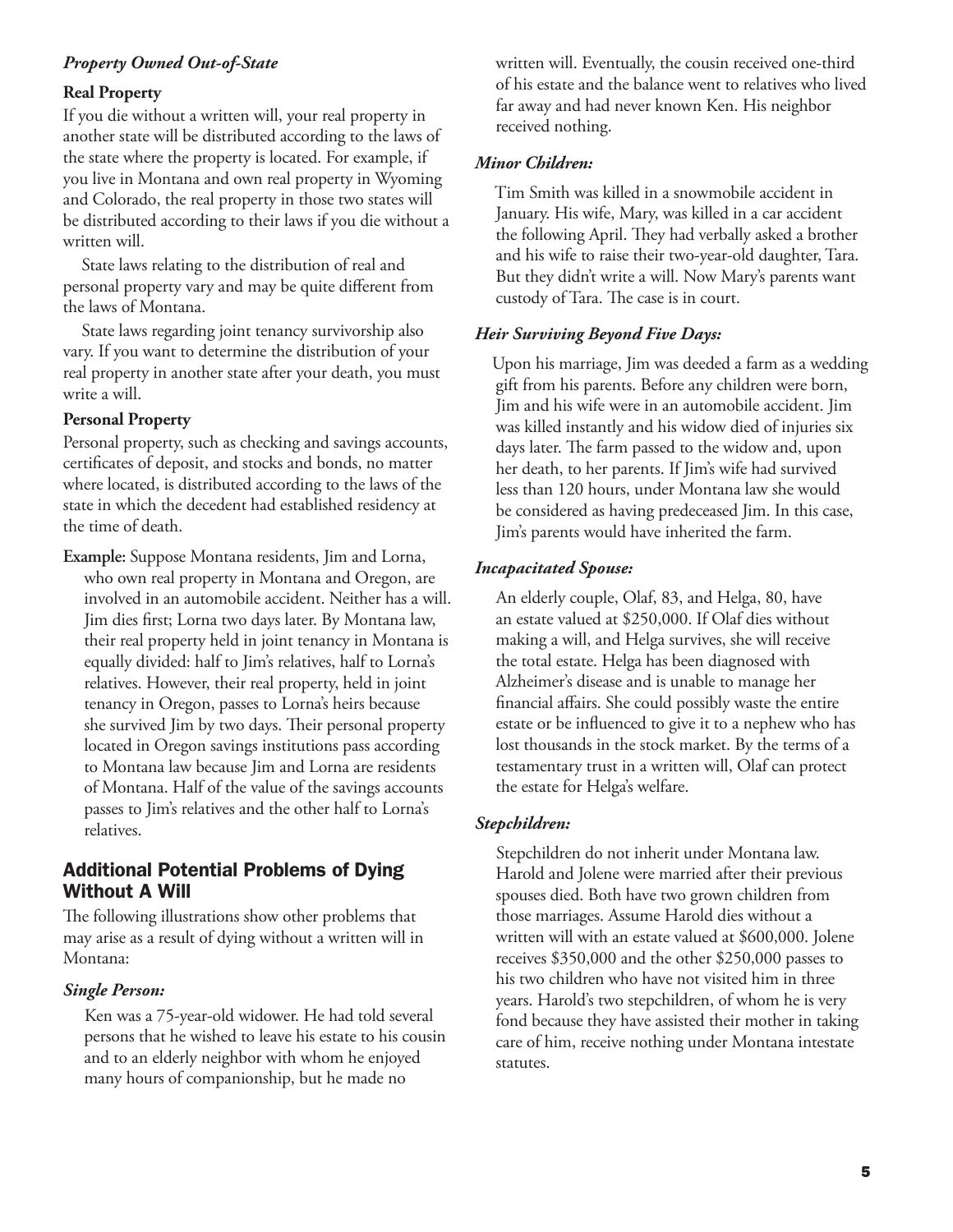### *Property Owned Out-of-State*

**Real Property**

If you die without a written will, your real property in another state will be distributed according to the laws of the state where the property is located. For example, if you live in Montana and own real property in Wyoming and Colorado, the real property in those two states will be distributed according to their laws if you die without a written will.

State laws relating to the distribution of real and personal property vary and may be quite different from the laws of Montana.

State laws regarding joint tenancy survivorship also vary. If you want to determine the distribution of your real property in another state after your death, you must write a will.

**Personal Property**

Personal property, such as checking and savings accounts, certificates of deposit, and stocks and bonds, no matter where located, is distributed according to the laws of the state in which the decedent had established residency at the time of death.

**Example:** Suppose Montana residents, Jim and Lorna, who own real property in Montana and Oregon, are involved in an automobile accident. Neither has a will. Jim dies first; Lorna two days later. By Montana law, their real property held in joint tenancy in Montana is equally divided: half to Jim's relatives, half to Lorna's relatives. However, their real property, held in joint tenancy in Oregon, passes to Lorna's heirs because she survived Jim by two days. Their personal property located in Oregon savings institutions pass according to Montana law because Jim and Lorna are residents of Montana. Half of the value of the savings accounts passes to Jim's relatives and the other half to Lorna's relatives.

## Additional Potential Problems of Dying Without A Will

The following illustrations show other problems that may arise as a result of dying without a written will in Montana:

### *Single Person:*

Ken was a 75-year-old widower. He had told several persons that he wished to leave his estate to his cousin and to an elderly neighbor with whom he enjoyed many hours of companionship, but he made no written will. Eventually, the cousin received one-third of his estate and the balance went to relatives who lived far away and had never known Ken. His neighbor received nothing.

### *Minor Children:*

Tim Smith was killed in a snowmobile accident in January. His wife, Mary, was killed in a car accident the following April. They had verbally asked a brother and his wife to raise their two-year-old daughter, Tara. But they didn't write a will. Now Mary's parents want custody of Tara. The case is in court.

### *Heir Surviving Beyond Five Days:*

Upon his marriage, Jim was deeded a farm as a wedding gift from his parents. Before any children were born, Jim and his wife were in an automobile accident. Jim was killed instantly and his widow died of injuries six days later. The farm passed to the widow and, upon her death, to her parents. If Jim's wife had survived less than 120 hours, under Montana law she would be considered as having predeceased Jim. In this case, Jim's parents would have inherited the farm.

### *Incapacitated Spouse:*

An elderly couple, Olaf, 83, and Helga, 80, have an estate valued at $250,000. If Olaf dies without making a will, and Helga survives, she will receive the total estate. Helga has been diagnosed with Alzheimer's disease and is unable to manage her financial affairs. She could possibly waste the entire estate or be influenced to give it to a nephew who has lost thousands in the stock market. By the terms of a testamentary trust in a written will, Olaf can protect the estate for Helga's welfare.

### *Stepchildren:*

Stepchildren do not inherit under Montana law. Harold and Jolene were married after their previous spouses died. Both have two grown children from those marriages. Assume Harold dies without a written will with an estate valued at $600,000. Jolene receives $350,000 and the other $250,000 passes to his two children who have not visited him in three years. Harold's two stepchildren, of whom he is very fond because they have assisted their mother in taking care of him, receive nothing under Montana intestate statutes.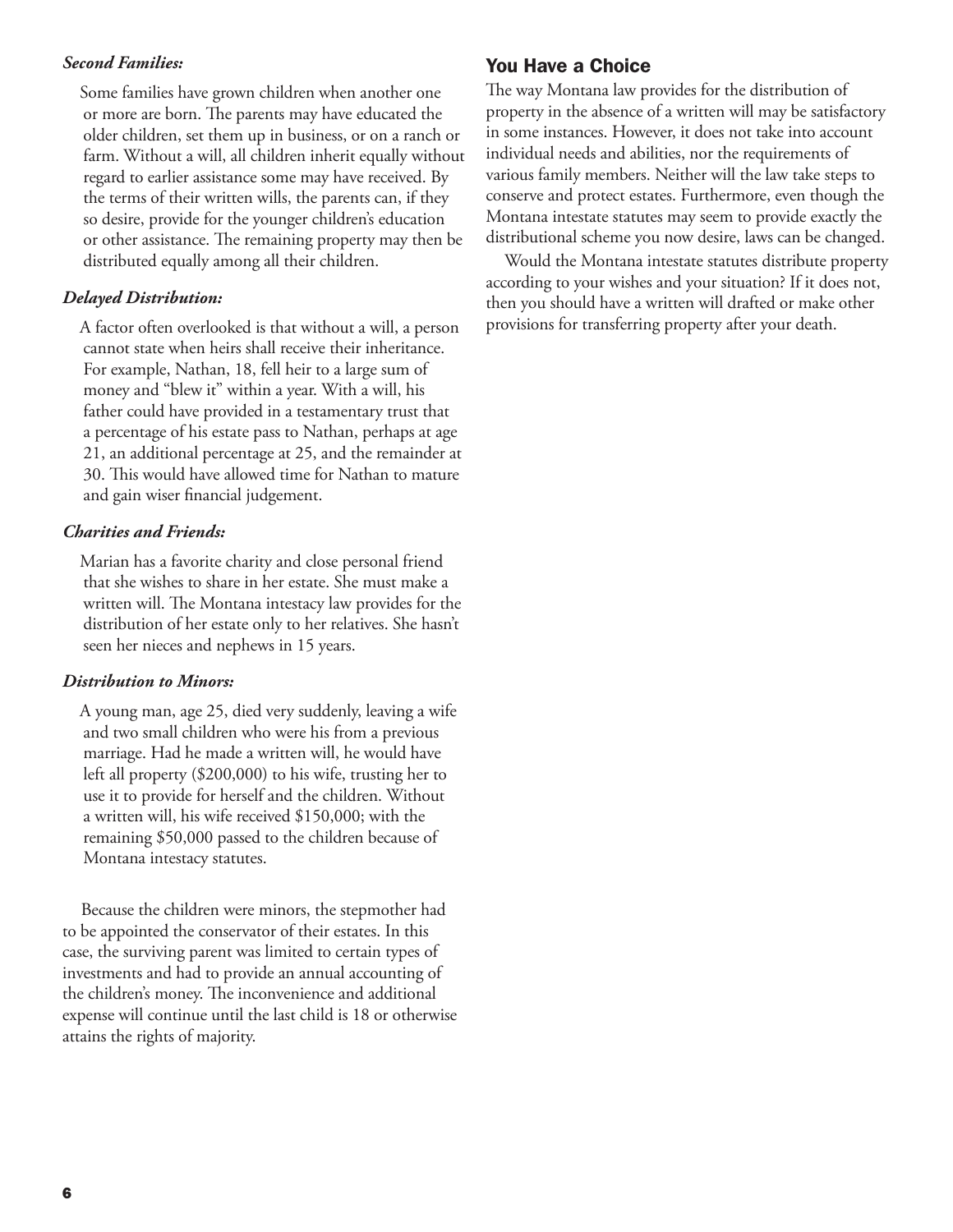***Second Families:***

Some families have grown children when another one or more are born. The parents may have educated the older children, set them up in business, or on a ranch or farm. Without a will, all children inherit equally without regard to earlier assistance some may have received. By the terms of their written wills, the parents can, if they so desire, provide for the younger children's education or other assistance. The remaining property may then be distributed equally among all their children.

***Delayed Distribution:***

A factor often overlooked is that without a will, a person cannot state when heirs shall receive their inheritance. For example, Nathan, 18, fell heir to a large sum of money and "blew it" within a year. With a will, his father could have provided in a testamentary trust that a percentage of his estate pass to Nathan, perhaps at age 21, an additional percentage at 25, and the remainder at 30. This would have allowed time for Nathan to mature and gain wiser financial judgement.

***Charities and Friends:***

Marian has a favorite charity and close personal friend that she wishes to share in her estate. She must make a written will. The Montana intestacy law provides for the distribution of her estate only to her relatives. She hasn't seen her nieces and nephews in 15 years.

***Distribution to Minors:***

A young man, age 25, died very suddenly, leaving a wife and two small children who were his from a previous marriage. Had he made a written will, he would have left all property ($200,000) to his wife, trusting her to use it to provide for herself and the children. Without a written will, his wife received $150,000; with the remaining $50,000 passed to the children because of Montana intestacy statutes.

Because the children were minors, the stepmother had to be appointed the conservator of their estates. In this case, the surviving parent was limited to certain types of investments and had to provide an annual accounting of the children's money. The inconvenience and additional expense will continue until the last child is 18 or otherwise attains the rights of majority.

## You Have a Choice

The way Montana law provides for the distribution of property in the absence of a written will may be satisfactory in some instances. However, it does not take into account individual needs and abilities, nor the requirements of various family members. Neither will the law take steps to conserve and protect estates. Furthermore, even though the Montana intestate statutes may seem to provide exactly the distributional scheme you now desire, laws can be changed.

Would the Montana intestate statutes distribute property according to your wishes and your situation? If it does not, then you should have a written will drafted or make other provisions for transferring property after your death.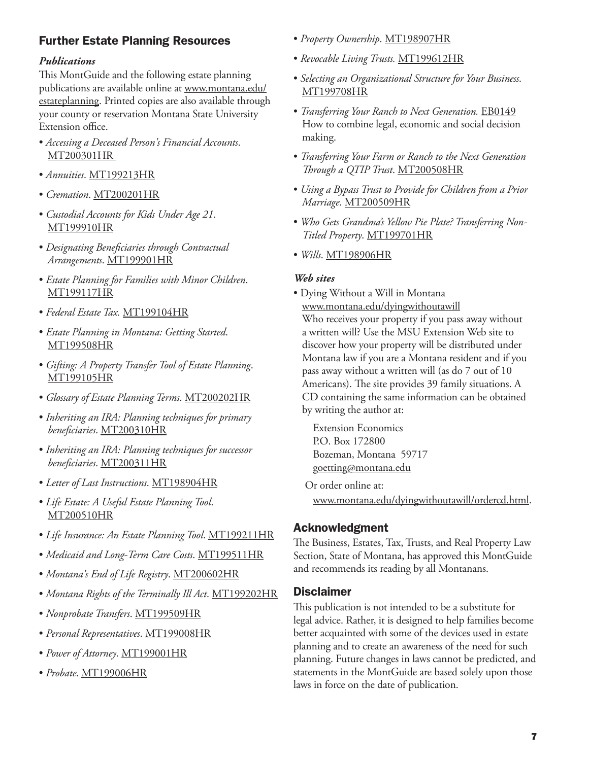## Further Estate Planning Resources

### *Publications*

This MontGuide and the following estate planning publications are available online at www.montana.edu/estateplanning. Printed copies are also available through your county or reservation Montana State University Extension office.

- *Accessing a Deceased Person's Financial Accounts*. MT200301HR
- *Annuities*. MT199213HR
- *Cremation*. MT200201HR
- *Custodial Accounts for Kids Under Age 21*. MT199910HR
- *Designating Beneficiaries through Contractual Arrangements*. MT199901HR
- *Estate Planning for Families with Minor Children*. MT199117HR
- *Federal Estate Tax.* MT199104HR
- *Estate Planning in Montana: Getting Started*. MT199508HR
- *Gifting: A Property Transfer Tool of Estate Planning*. MT199105HR
- *Glossary of Estate Planning Terms*. MT200202HR
- *Inheriting an IRA: Planning techniques for primary beneficiaries*. MT200310HR
- *Inheriting an IRA: Planning techniques for successor beneficiaries*. MT200311HR
- *Letter of Last Instructions*. MT198904HR
- *Life Estate: A Useful Estate Planning Tool*. MT200510HR
- *Life Insurance: An Estate Planning Tool*. MT199211HR
- *Medicaid and Long-Term Care Costs*. MT199511HR
- *Montana's End of Life Registry*. MT200602HR
- *Montana Rights of the Terminally Ill Act*. MT199202HR
- *Nonprobate Transfers*. MT199509HR
- *Personal Representatives*. MT199008HR
- *Power of Attorney*. MT199001HR
- *Probate*. MT199006HR
- *Property Ownership*. MT198907HR
- *Revocable Living Trusts.* MT199612HR
- *Selecting an Organizational Structure for Your Business*. MT199708HR
- *Transferring Your Ranch to Next Generation.* EB0149 How to combine legal, economic and social decision making.
- *Transferring Your Farm or Ranch to the Next Generation Through a QTIP Trust*. MT200508HR
- *Using a Bypass Trust to Provide for Children from a Prior Marriage*. MT200509HR
- *Who Gets Grandma's Yellow Pie Plate? Transferring Non-Titled Property*. MT199701HR
- *Wills*. MT198906HR

### *Web sites*

- Dying Without a Will in Montana www.montana.edu/dyingwithoutawill
  Who receives your property if you pass away without a written will? Use the MSU Extension Web site to discover how your property will be distributed under Montana law if you are a Montana resident and if you pass away without a written will (as do 7 out of 10 Americans). The site provides 39 family situations. A CD containing the same information can be obtained by writing the author at:

  Extension Economics
  P.O. Box 172800
  Bozeman, Montana 59717
  goetting@montana.edu

  Or order online at:
  www.montana.edu/dyingwithoutawill/ordercd.html.

## Acknowledgment

The Business, Estates, Tax, Trusts, and Real Property Law Section, State of Montana, has approved this MontGuide and recommends its reading by all Montanans.

## Disclaimer

This publication is not intended to be a substitute for legal advice. Rather, it is designed to help families become better acquainted with some of the devices used in estate planning and to create an awareness of the need for such planning. Future changes in laws cannot be predicted, and statements in the MontGuide are based solely upon those laws in force on the date of publication.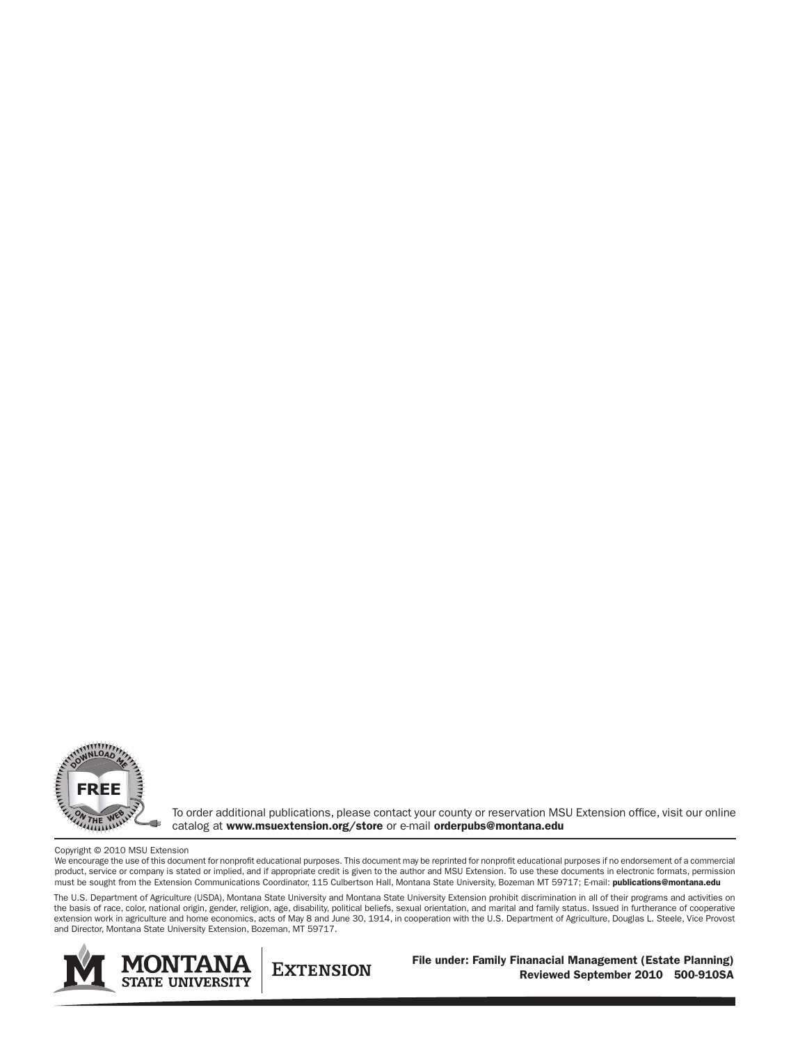To order additional publications, please contact your county or reservation MSU Extension office, visit our online catalog at **www.msuextension.org/store** or e-mail **orderpubs@montana.edu**

Copyright © 2010 MSU Extension

We encourage the use of this document for nonprofit educational purposes. This document may be reprinted for nonprofit educational purposes if no endorsement of a commercial product, service or company is stated or implied, and if appropriate credit is given to the author and MSU Extension. To use these documents in electronic formats, permission must be sought from the Extension Communications Coordinator, 115 Culbertson Hall, Montana State University, Bozeman MT 59717; E-mail: **publications@montana.edu**

The U.S. Department of Agriculture (USDA), Montana State University and Montana State University Extension prohibit discrimination in all of their programs and activities on the basis of race, color, national origin, gender, religion, age, disability, political beliefs, sexual orientation, and marital and family status. Issued in furtherance of cooperative extension work in agriculture and home economics, acts of May 8 and June 30, 1914, in cooperation with the U.S. Department of Agriculture, Douglas L. Steele, Vice Provost and Director, Montana State University Extension, Bozeman, MT 59717.

MONTANA STATE UNIVERSITY | EXTENSION

**File under: Family Finanacial Management (Estate Planning)**
**Reviewed September 2010 500-910SA**